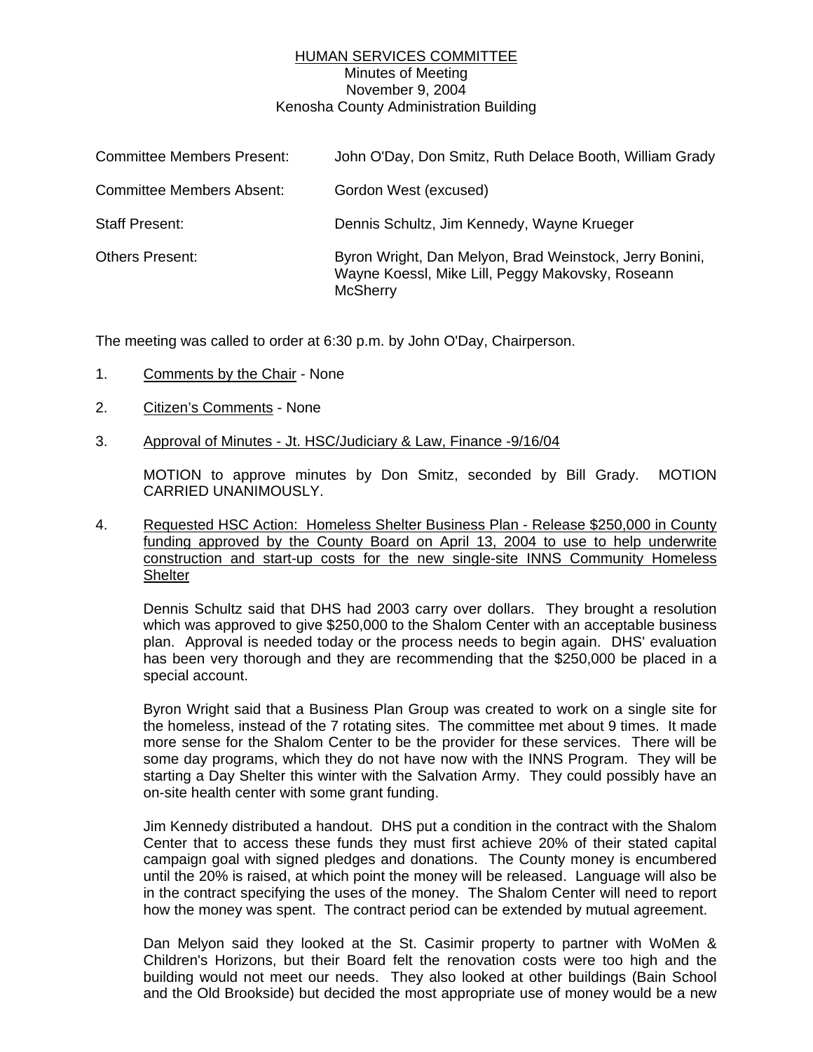# HUMAN SERVICES COMMITTEE

Minutes of Meeting
November 9, 2004
Kenosha County Administration Building

| | |
|---|---|
| Committee Members Present: | John O'Day, Don Smitz, Ruth Delace Booth, William Grady |
| Committee Members Absent: | Gordon West (excused) |
| Staff Present: | Dennis Schultz, Jim Kennedy, Wayne Krueger |
| Others Present: | Byron Wright, Dan Melyon, Brad Weinstock, Jerry Bonini, Wayne Koessl, Mike Lill, Peggy Makovsky, Roseann McSherry |

The meeting was called to order at 6:30 p.m. by John O'Day, Chairperson.

1. Comments by the Chair - None

2. Citizen's Comments - None

3. Approval of Minutes - Jt. HSC/Judiciary & Law, Finance -9/16/04

   MOTION to approve minutes by Don Smitz, seconded by Bill Grady. MOTION CARRIED UNANIMOUSLY.

4. Requested HSC Action: Homeless Shelter Business Plan - Release $250,000 in County funding approved by the County Board on April 13, 2004 to use to help underwrite construction and start-up costs for the new single-site INNS Community Homeless Shelter

   Dennis Schultz said that DHS had 2003 carry over dollars. They brought a resolution which was approved to give $250,000 to the Shalom Center with an acceptable business plan. Approval is needed today or the process needs to begin again. DHS' evaluation has been very thorough and they are recommending that the $250,000 be placed in a special account.

   Byron Wright said that a Business Plan Group was created to work on a single site for the homeless, instead of the 7 rotating sites. The committee met about 9 times. It made more sense for the Shalom Center to be the provider for these services. There will be some day programs, which they do not have now with the INNS Program. They will be starting a Day Shelter this winter with the Salvation Army. They could possibly have an on-site health center with some grant funding.

   Jim Kennedy distributed a handout. DHS put a condition in the contract with the Shalom Center that to access these funds they must first achieve 20% of their stated capital campaign goal with signed pledges and donations. The County money is encumbered until the 20% is raised, at which point the money will be released. Language will also be in the contract specifying the uses of the money. The Shalom Center will need to report how the money was spent. The contract period can be extended by mutual agreement.

   Dan Melyon said they looked at the St. Casimir property to partner with WoMen & Children's Horizons, but their Board felt the renovation costs were too high and the building would not meet our needs. They also looked at other buildings (Bain School and the Old Brookside) but decided the most appropriate use of money would be a new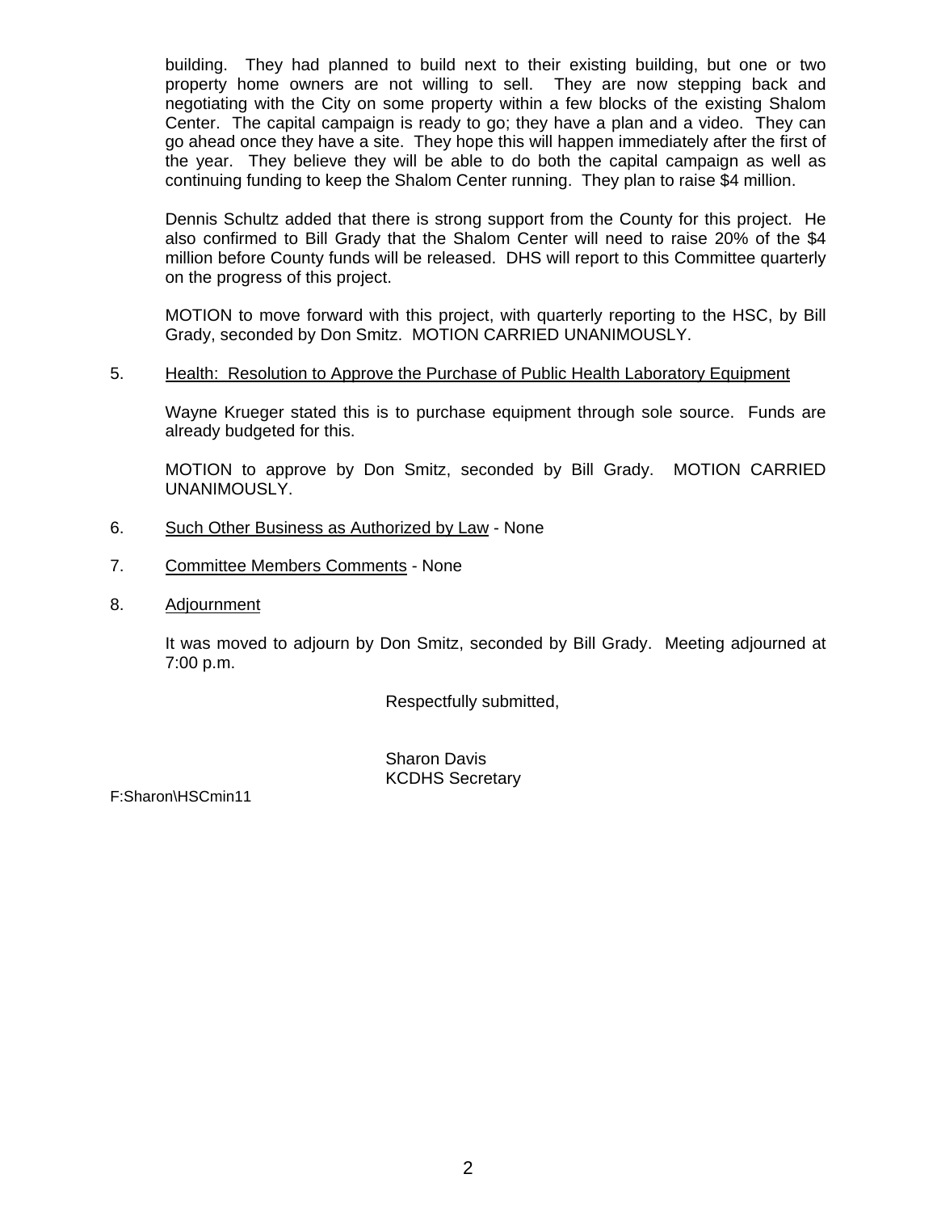building. They had planned to build next to their existing building, but one or two property home owners are not willing to sell. They are now stepping back and negotiating with the City on some property within a few blocks of the existing Shalom Center. The capital campaign is ready to go; they have a plan and a video. They can go ahead once they have a site. They hope this will happen immediately after the first of the year. They believe they will be able to do both the capital campaign as well as continuing funding to keep the Shalom Center running. They plan to raise $4 million.

Dennis Schultz added that there is strong support from the County for this project. He also confirmed to Bill Grady that the Shalom Center will need to raise 20% of the $4 million before County funds will be released. DHS will report to this Committee quarterly on the progress of this project.

MOTION to move forward with this project, with quarterly reporting to the HSC, by Bill Grady, seconded by Don Smitz. MOTION CARRIED UNANIMOUSLY.

5. Health: Resolution to Approve the Purchase of Public Health Laboratory Equipment

Wayne Krueger stated this is to purchase equipment through sole source. Funds are already budgeted for this.

MOTION to approve by Don Smitz, seconded by Bill Grady. MOTION CARRIED UNANIMOUSLY.

6. Such Other Business as Authorized by Law - None

7. Committee Members Comments - None

8. Adjournment

It was moved to adjourn by Don Smitz, seconded by Bill Grady. Meeting adjourned at 7:00 p.m.

Respectfully submitted,

Sharon Davis
KCDHS Secretary

F:Sharon\HSCmin11